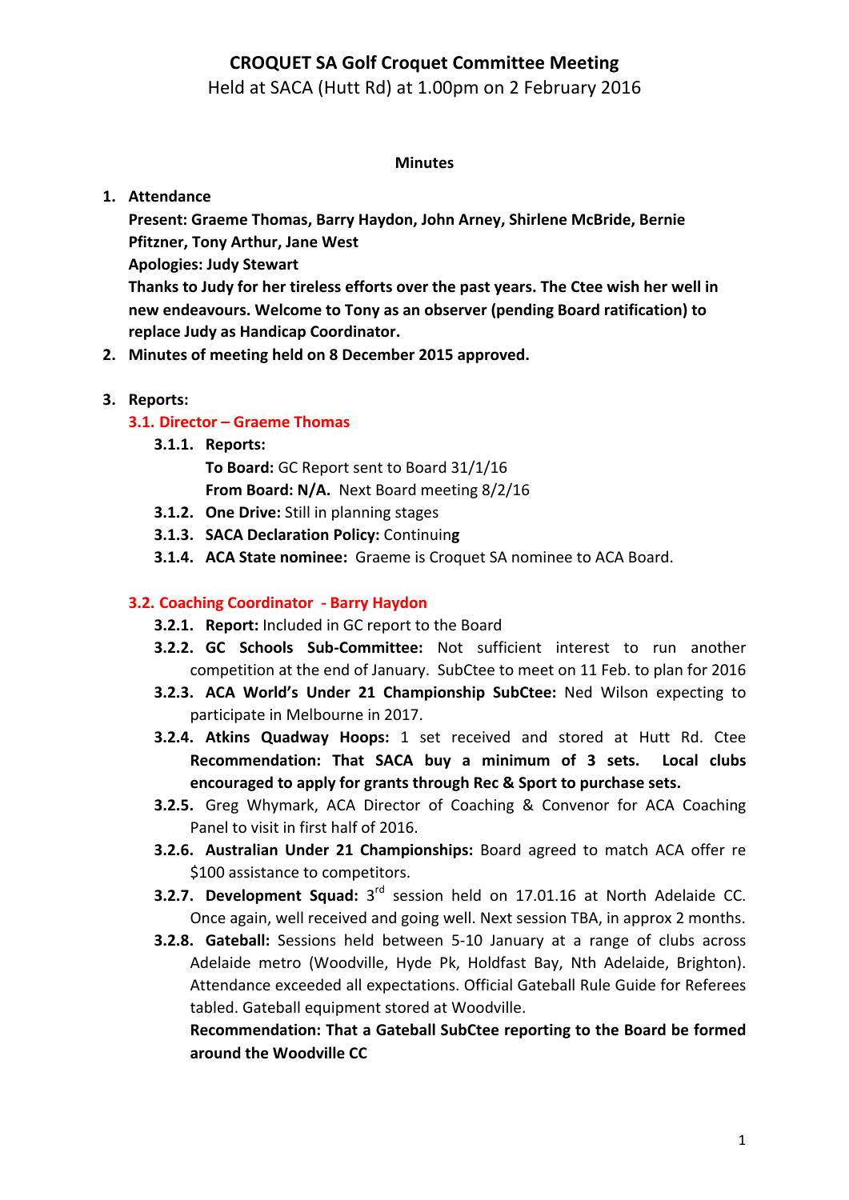# CROQUET SA Golf Croquet Committee Meeting

Held at SACA (Hutt Rd) at 1.00pm on 2 February 2016

**Minutes**

1. **Attendance**

   **Present: Graeme Thomas, Barry Haydon, John Arney, Shirlene McBride, Bernie Pfitzner, Tony Arthur, Jane West**

   **Apologies: Judy Stewart**

   **Thanks to Judy for her tireless efforts over the past years. The Ctee wish her well in new endeavours. Welcome to Tony as an observer (pending Board ratification) to replace Judy as Handicap Coordinator.**

2. **Minutes of meeting held on 8 December 2015 approved.**

3. **Reports:**

   **3.1. Director – Graeme Thomas**

   - **3.1.1. Reports:**
     **To Board:** GC Report sent to Board 31/1/16
     **From Board: N/A.** Next Board meeting 8/2/16
   - **3.1.2. One Drive:** Still in planning stages
   - **3.1.3. SACA Declaration Policy:** Continuing
   - **3.1.4. ACA State nominee:** Graeme is Croquet SA nominee to ACA Board.

   **3.2. Coaching Coordinator - Barry Haydon**

   - **3.2.1. Report:** Included in GC report to the Board
   - **3.2.2. GC Schools Sub-Committee:** Not sufficient interest to run another competition at the end of January. SubCtee to meet on 11 Feb. to plan for 2016
   - **3.2.3. ACA World's Under 21 Championship SubCtee:** Ned Wilson expecting to participate in Melbourne in 2017.
   - **3.2.4. Atkins Quadway Hoops:** 1 set received and stored at Hutt Rd. Ctee **Recommendation: That SACA buy a minimum of 3 sets. Local clubs encouraged to apply for grants through Rec & Sport to purchase sets.**
   - **3.2.5.** Greg Whymark, ACA Director of Coaching & Convenor for ACA Coaching Panel to visit in first half of 2016.
   - **3.2.6. Australian Under 21 Championships:** Board agreed to match ACA offer re $100 assistance to competitors.
   - **3.2.7. Development Squad:** 3rd session held on 17.01.16 at North Adelaide CC. Once again, well received and going well. Next session TBA, in approx 2 months.
   - **3.2.8. Gateball:** Sessions held between 5-10 January at a range of clubs across Adelaide metro (Woodville, Hyde Pk, Holdfast Bay, Nth Adelaide, Brighton). Attendance exceeded all expectations. Official Gateball Rule Guide for Referees tabled. Gateball equipment stored at Woodville.

     **Recommendation: That a Gateball SubCtee reporting to the Board be formed around the Woodville CC**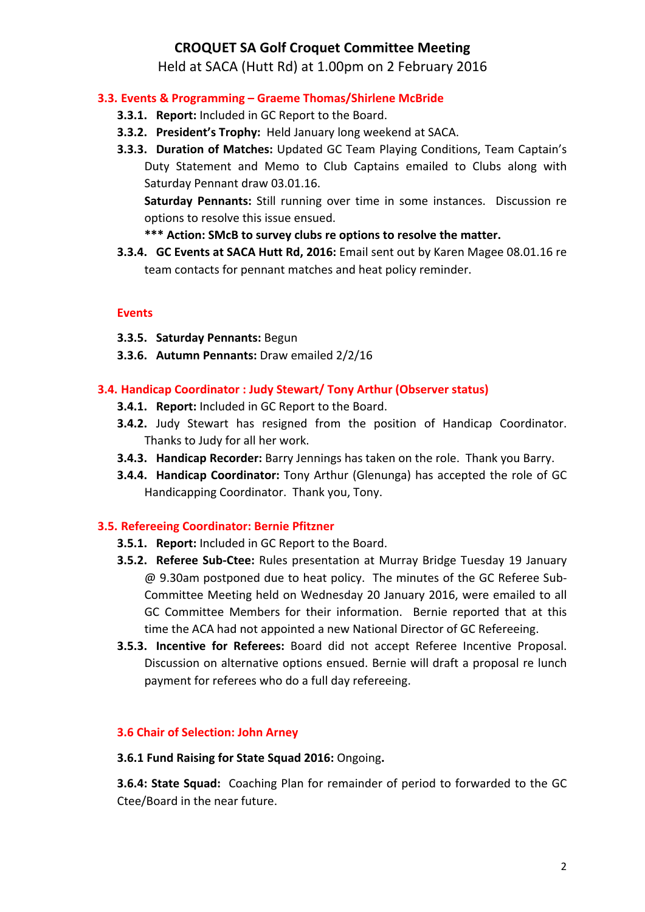# CROQUET SA Golf Croquet Committee Meeting

Held at SACA (Hutt Rd) at 1.00pm on 2 February 2016

## 3.3. Events & Programming – Graeme Thomas/Shirlene McBride

- **3.3.1. Report:** Included in GC Report to the Board.
- **3.3.2. President's Trophy:** Held January long weekend at SACA.
- **3.3.3. Duration of Matches:** Updated GC Team Playing Conditions, Team Captain's Duty Statement and Memo to Club Captains emailed to Clubs along with Saturday Pennant draw 03.01.16.

  **Saturday Pennants:** Still running over time in some instances. Discussion re options to resolve this issue ensued.

  **\*\*\* Action: SMcB to survey clubs re options to resolve the matter.**
- **3.3.4. GC Events at SACA Hutt Rd, 2016:** Email sent out by Karen Magee 08.01.16 re team contacts for pennant matches and heat policy reminder.

### Events

- **3.3.5. Saturday Pennants:** Begun
- **3.3.6. Autumn Pennants:** Draw emailed 2/2/16

## 3.4. Handicap Coordinator : Judy Stewart/ Tony Arthur (Observer status)

- **3.4.1. Report:** Included in GC Report to the Board.
- **3.4.2.** Judy Stewart has resigned from the position of Handicap Coordinator. Thanks to Judy for all her work.
- **3.4.3. Handicap Recorder:** Barry Jennings has taken on the role. Thank you Barry.
- **3.4.4. Handicap Coordinator:** Tony Arthur (Glenunga) has accepted the role of GC Handicapping Coordinator. Thank you, Tony.

## 3.5. Refereeing Coordinator: Bernie Pfitzner

- **3.5.1. Report:** Included in GC Report to the Board.
- **3.5.2. Referee Sub-Ctee:** Rules presentation at Murray Bridge Tuesday 19 January @ 9.30am postponed due to heat policy. The minutes of the GC Referee Sub-Committee Meeting held on Wednesday 20 January 2016, were emailed to all GC Committee Members for their information. Bernie reported that at this time the ACA had not appointed a new National Director of GC Refereeing.
- **3.5.3. Incentive for Referees:** Board did not accept Referee Incentive Proposal. Discussion on alternative options ensued. Bernie will draft a proposal re lunch payment for referees who do a full day refereeing.

## 3.6 Chair of Selection: John Arney

**3.6.1 Fund Raising for State Squad 2016:** Ongoing**.**

**3.6.4: State Squad:** Coaching Plan for remainder of period to forwarded to the GC Ctee/Board in the near future.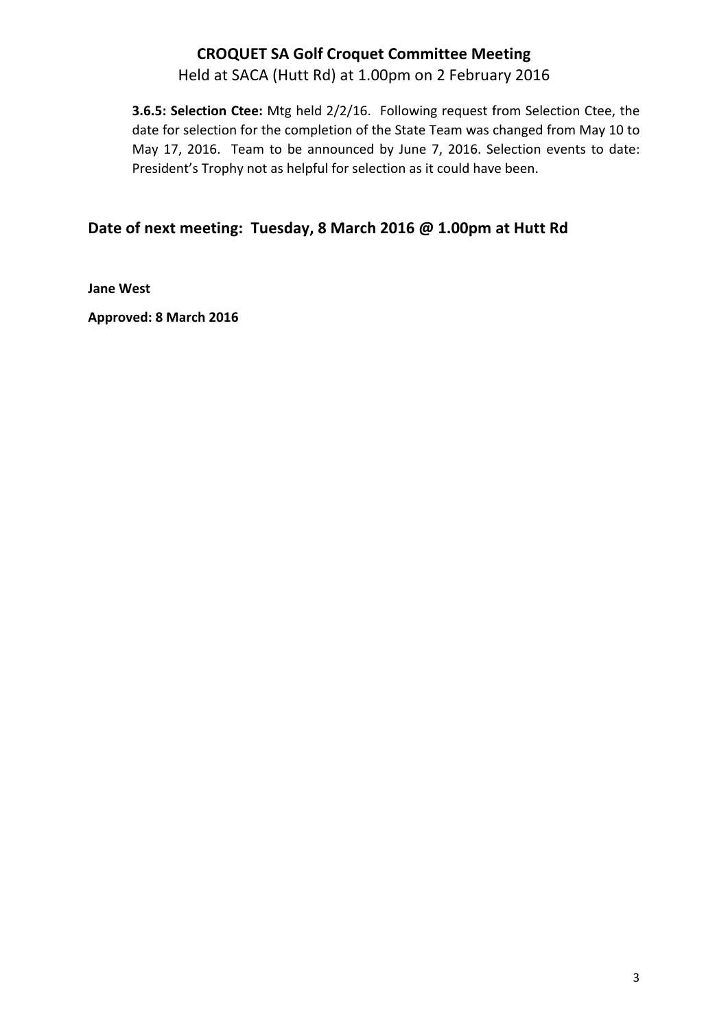**3.6.5: Selection Ctee:** Mtg held 2/2/16. Following request from Selection Ctee, the date for selection for the completion of the State Team was changed from May 10 to May 17, 2016. Team to be announced by June 7, 2016. Selection events to date: President's Trophy not as helpful for selection as it could have been.

## Date of next meeting: Tuesday, 8 March 2016 @ 1.00pm at Hutt Rd

**Jane West**

**Approved: 8 March 2016**